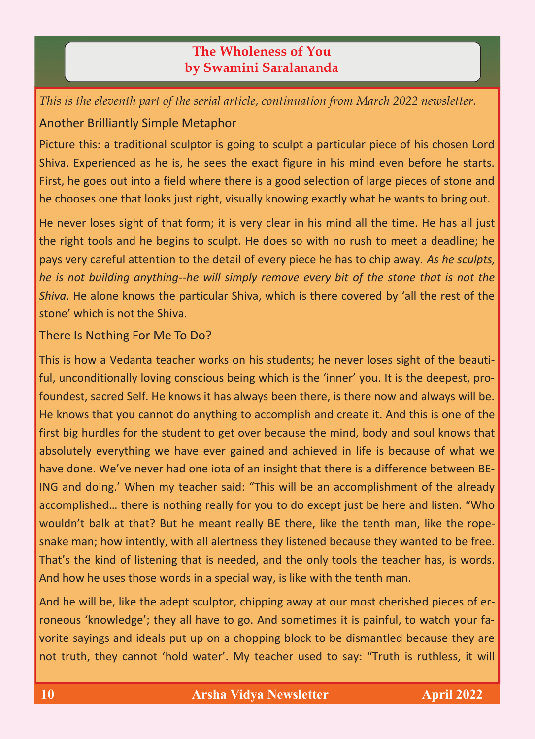# The Wholeness of You
## by Swamini Saralananda

*This is the eleventh part of the serial article, continuation from March 2022 newsletter.*

### Another Brilliantly Simple Metaphor

Picture this: a traditional sculptor is going to sculpt a particular piece of his chosen Lord Shiva. Experienced as he is, he sees the exact figure in his mind even before he starts. First, he goes out into a field where there is a good selection of large pieces of stone and he chooses one that looks just right, visually knowing exactly what he wants to bring out.

He never loses sight of that form; it is very clear in his mind all the time. He has all just the right tools and he begins to sculpt. He does so with no rush to meet a deadline; he pays very careful attention to the detail of every piece he has to chip away. *As he sculpts, he is not building anything--he will simply remove every bit of the stone that is not the Shiva*. He alone knows the particular Shiva, which is there covered by 'all the rest of the stone' which is not the Shiva.

### There Is Nothing For Me To Do?

This is how a Vedanta teacher works on his students; he never loses sight of the beautiful, unconditionally loving conscious being which is the 'inner' you. It is the deepest, profoundest, sacred Self. He knows it has always been there, is there now and always will be. He knows that you cannot do anything to accomplish and create it. And this is one of the first big hurdles for the student to get over because the mind, body and soul knows that absolutely everything we have ever gained and achieved in life is because of what we have done. We've never had one iota of an insight that there is a difference between BEING and doing.' When my teacher said: "This will be an accomplishment of the already accomplished… there is nothing really for you to do except just be here and listen. "Who wouldn't balk at that? But he meant really BE there, like the tenth man, like the rope-snake man; how intently, with all alertness they listened because they wanted to be free. That's the kind of listening that is needed, and the only tools the teacher has, is words. And how he uses those words in a special way, is like with the tenth man.

And he will be, like the adept sculptor, chipping away at our most cherished pieces of erroneous 'knowledge'; they all have to go. And sometimes it is painful, to watch your favorite sayings and ideals put up on a chopping block to be dismantled because they are not truth, they cannot 'hold water'. My teacher used to say: "Truth is ruthless, it will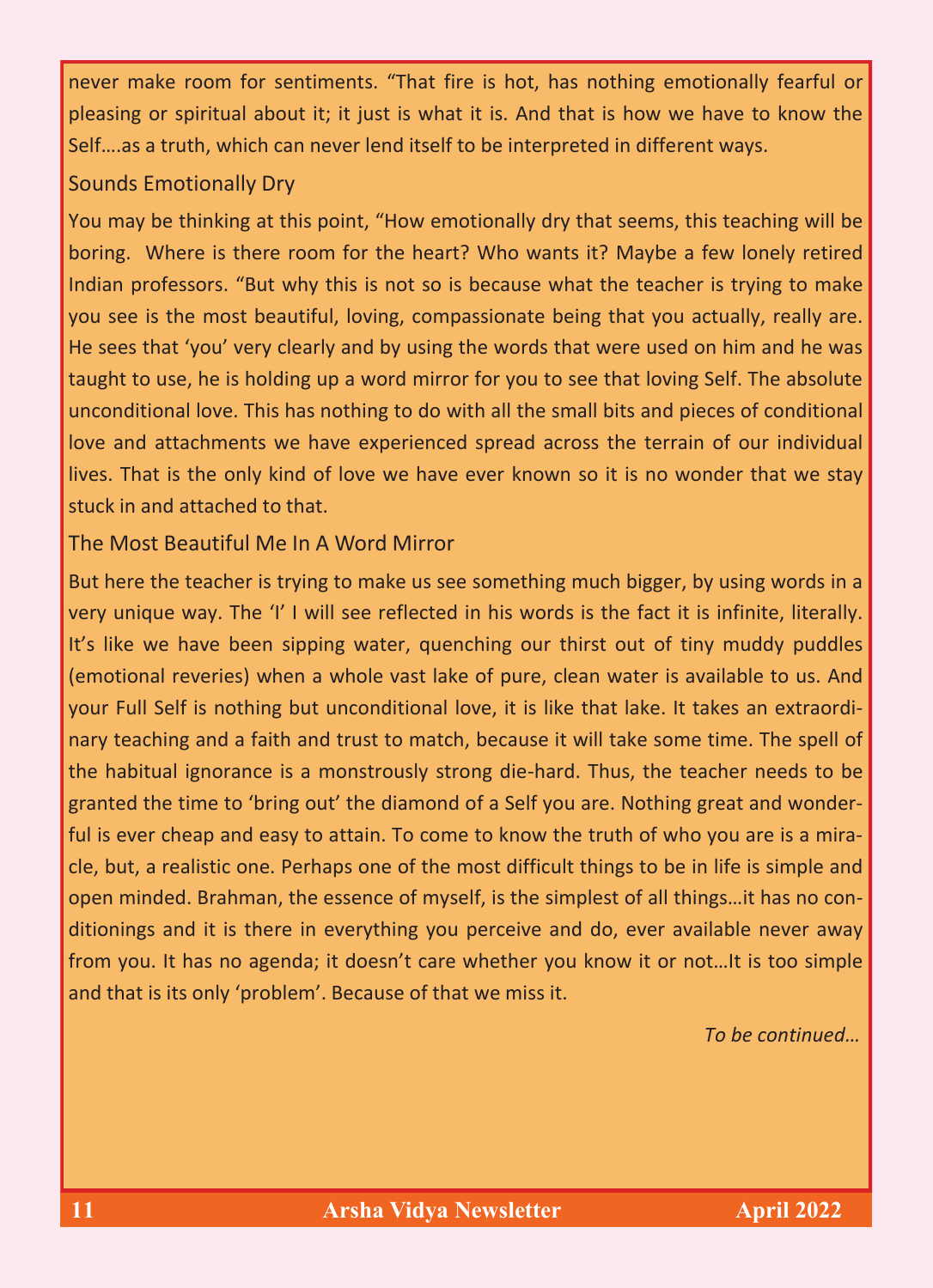never make room for sentiments. "That fire is hot, has nothing emotionally fearful or pleasing or spiritual about it; it just is what it is. And that is how we have to know the Self….as a truth, which can never lend itself to be interpreted in different ways.

## Sounds Emotionally Dry

You may be thinking at this point, "How emotionally dry that seems, this teaching will be boring. Where is there room for the heart? Who wants it? Maybe a few lonely retired Indian professors. "But why this is not so is because what the teacher is trying to make you see is the most beautiful, loving, compassionate being that you actually, really are. He sees that 'you' very clearly and by using the words that were used on him and he was taught to use, he is holding up a word mirror for you to see that loving Self. The absolute unconditional love. This has nothing to do with all the small bits and pieces of conditional love and attachments we have experienced spread across the terrain of our individual lives. That is the only kind of love we have ever known so it is no wonder that we stay stuck in and attached to that.

## The Most Beautiful Me In A Word Mirror

But here the teacher is trying to make us see something much bigger, by using words in a very unique way. The 'I' I will see reflected in his words is the fact it is infinite, literally. It's like we have been sipping water, quenching our thirst out of tiny muddy puddles (emotional reveries) when a whole vast lake of pure, clean water is available to us. And your Full Self is nothing but unconditional love, it is like that lake. It takes an extraordinary teaching and a faith and trust to match, because it will take some time. The spell of the habitual ignorance is a monstrously strong die-hard. Thus, the teacher needs to be granted the time to 'bring out' the diamond of a Self you are. Nothing great and wonderful is ever cheap and easy to attain. To come to know the truth of who you are is a miracle, but, a realistic one. Perhaps one of the most difficult things to be in life is simple and open minded. Brahman, the essence of myself, is the simplest of all things…it has no conditionings and it is there in everything you perceive and do, ever available never away from you. It has no agenda; it doesn't care whether you know it or not…It is too simple and that is its only 'problem'. Because of that we miss it.

*To be continued…*